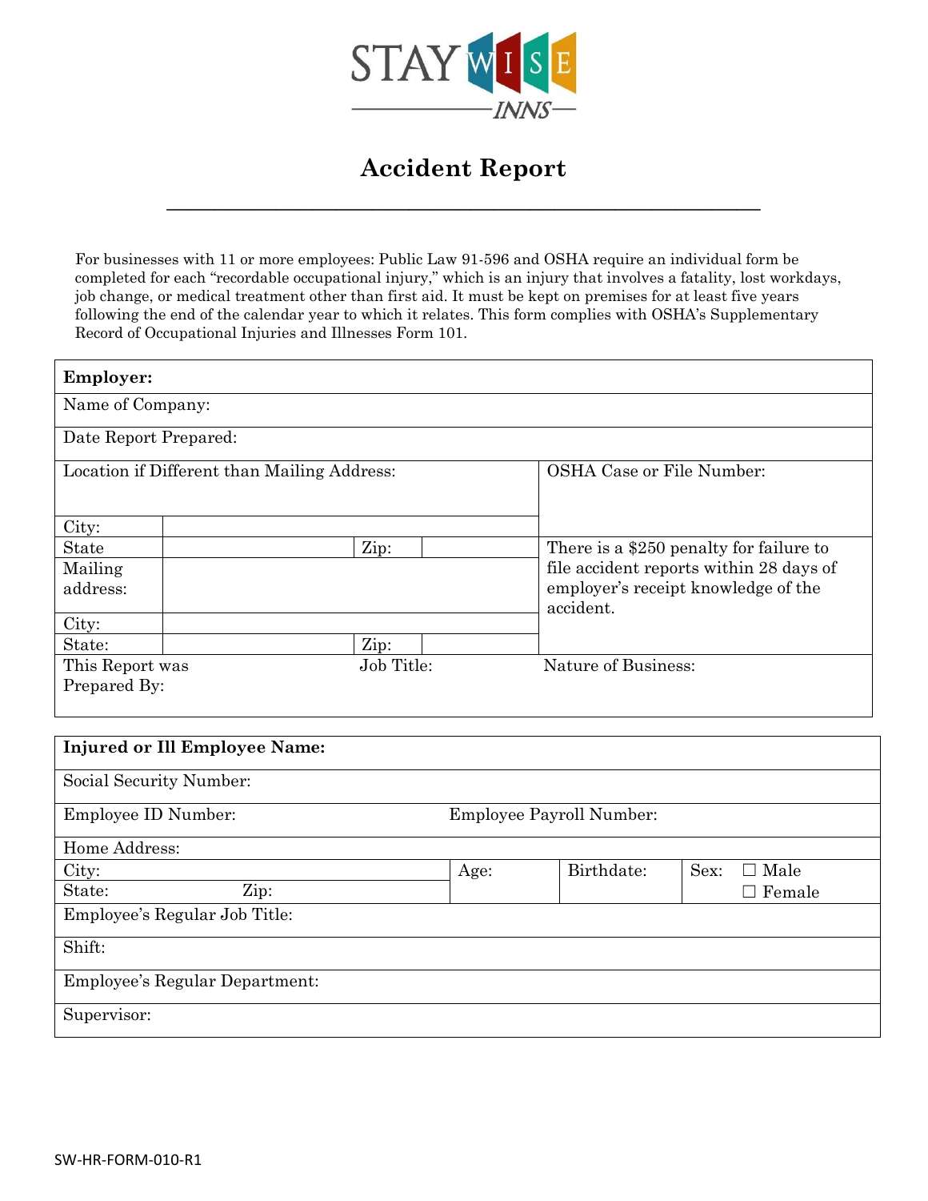STAY WISE INNS

# Accident Report

For businesses with 11 or more employees: Public Law 91-596 and OSHA require an individual form be completed for each "recordable occupational injury," which is an injury that involves a fatality, lost workdays, job change, or medical treatment other than first aid. It must be kept on premises for at least five years following the end of the calendar year to which it relates. This form complies with OSHA's Supplementary Record of Occupational Injuries and Illnesses Form 101.

| **Employer:** | | | | |
|---|---|---|---|---|
| Name of Company: | | | | |
| Date Report Prepared: | | | | |
| Location if Different than Mailing Address: | | | | OSHA Case or File Number: |
| City: | | | | |
| State | | Zip: | | There is a $250 penalty for failure to file accident reports within 28 days of employer's receipt knowledge of the accident. |
| Mailing address: | | | | |
| City: | | | | |
| State: | | Zip: | | |
| This Report was Prepared By: | | Job Title: | | Nature of Business: |

| **Injured or Ill Employee Name:** | | | | |
|---|---|---|---|---|
| Social Security Number: | | | | |
| Employee ID Number: | | Employee Payroll Number: | | |
| Home Address: | | | | |
| City: | | Age: | Birthdate: | Sex: ☐ Male |
| State: | Zip: | | | ☐ Female |
| Employee's Regular Job Title: | | | | |
| Shift: | | | | |
| Employee's Regular Department: | | | | |
| Supervisor: | | | | |

SW-HR-FORM-010-R1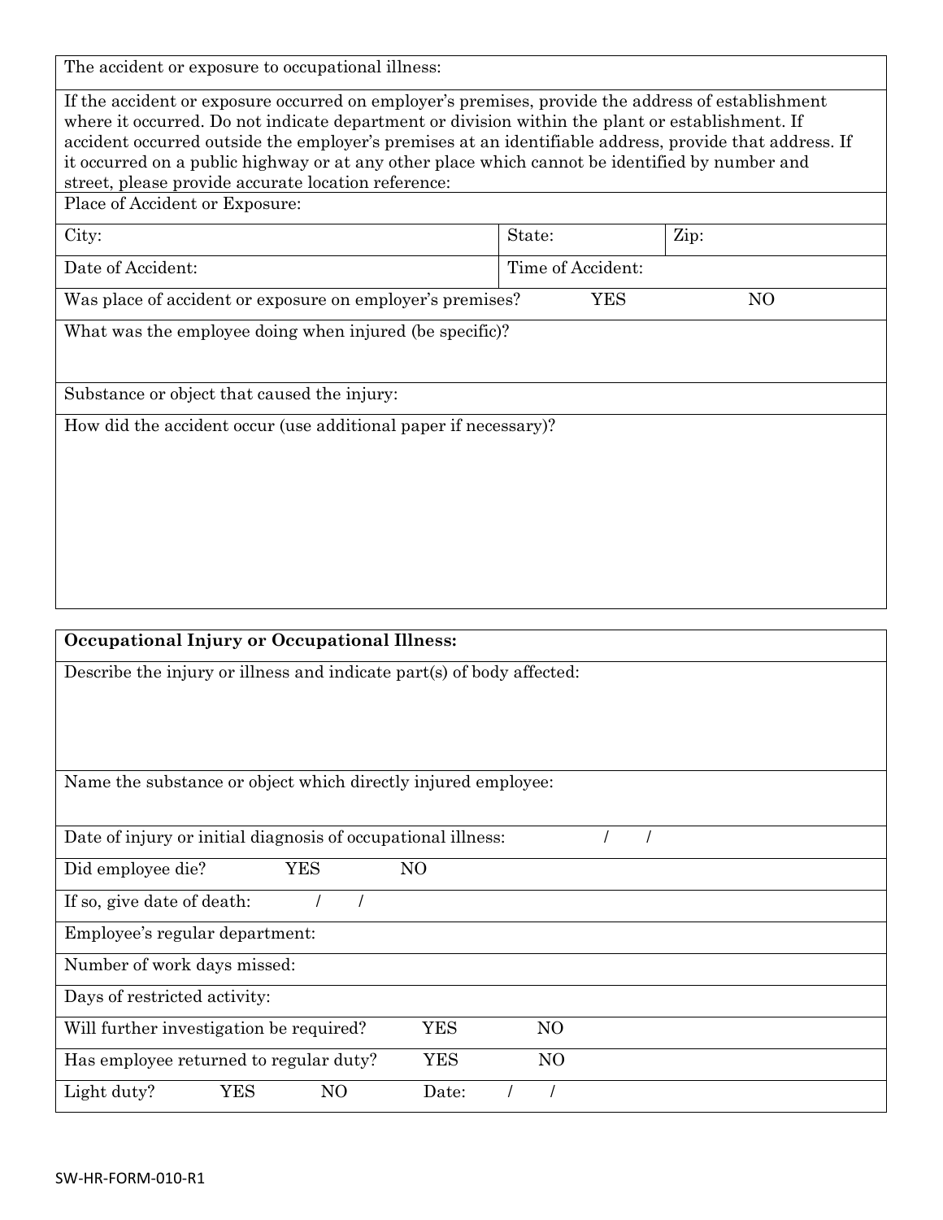| The accident or exposure to occupational illness: | | |
|---|---|---|
| If the accident or exposure occurred on employer's premises, provide the address of establishment where it occurred. Do not indicate department or division within the plant or establishment. If accident occurred outside the employer's premises at an identifiable address, provide that address. If it occurred on a public highway or at any other place which cannot be identified by number and street, please provide accurate location reference: | | |
| Place of Accident or Exposure: | | |
| City: | State: | Zip: |
| Date of Accident: | Time of Accident: | |
| Was place of accident or exposure on employer's premises? YES NO | | |
| What was the employee doing when injured (be specific)? | | |
| Substance or object that caused the injury: | | |
| How did the accident occur (use additional paper if necessary)? | | |

| **Occupational Injury or Occupational Illness:** |
|---|
| Describe the injury or illness and indicate part(s) of body affected: |
| Name the substance or object which directly injured employee: |
| Date of injury or initial diagnosis of occupational illness: / / |
| Did employee die? YES NO |
| If so, give date of death: / / |
| Employee's regular department: |
| Number of work days missed: |
| Days of restricted activity: |
| Will further investigation be required? YES NO |
| Has employee returned to regular duty? YES NO |
| Light duty? YES NO Date: / / |

SW-HR-FORM-010-R1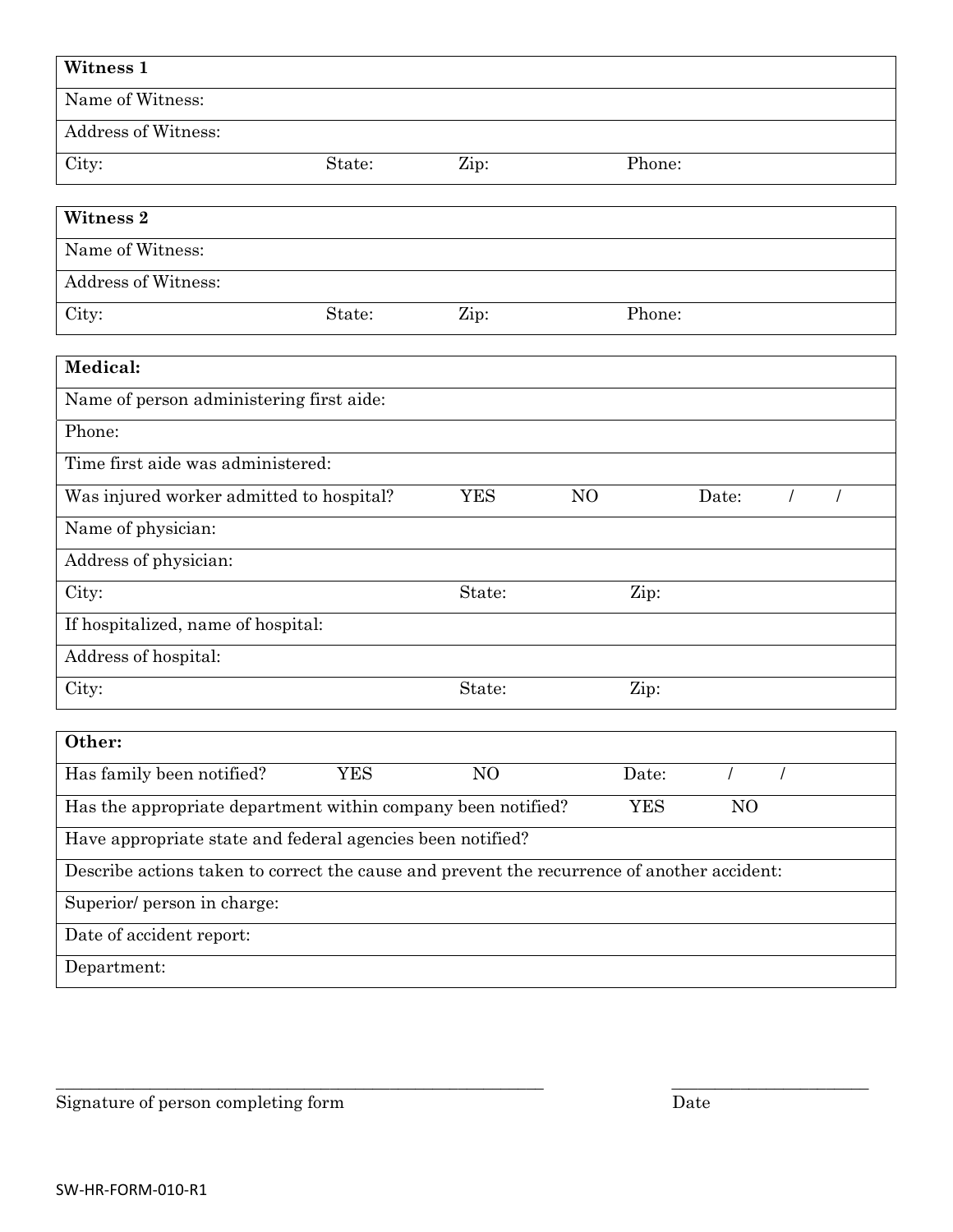| **Witness 1** | | | |
|---|---|---|---|
| Name of Witness: | | | |
| Address of Witness: | | | |
| City: | State: | Zip: | Phone: |

| **Witness 2** | | | |
|---|---|---|---|
| Name of Witness: | | | |
| Address of Witness: | | | |
| City: | State: | Zip: | Phone: |

| **Medical:** | | | |
|---|---|---|---|
| Name of person administering first aide: | | | |
| Phone: | | | |
| Time first aide was administered: | | | |
| Was injured worker admitted to hospital? | YES | NO | Date: / / |
| Name of physician: | | | |
| Address of physician: | | | |
| City: | State: | Zip: | |
| If hospitalized, name of hospital: | | | |
| Address of hospital: | | | |
| City: | State: | Zip: | |

| **Other:** | | | |
|---|---|---|---|
| Has family been notified? | YES | NO | Date: / / |
| Has the appropriate department within company been notified? | YES | NO | |
| Have appropriate state and federal agencies been notified? | | | |
| Describe actions taken to correct the cause and prevent the recurrence of another accident: | | | |
| Superior/ person in charge: | | | |
| Date of accident report: | | | |
| Department: | | | |

_______________________________________________ _____________________

Signature of person completing form Date

SW-HR-FORM-010-R1